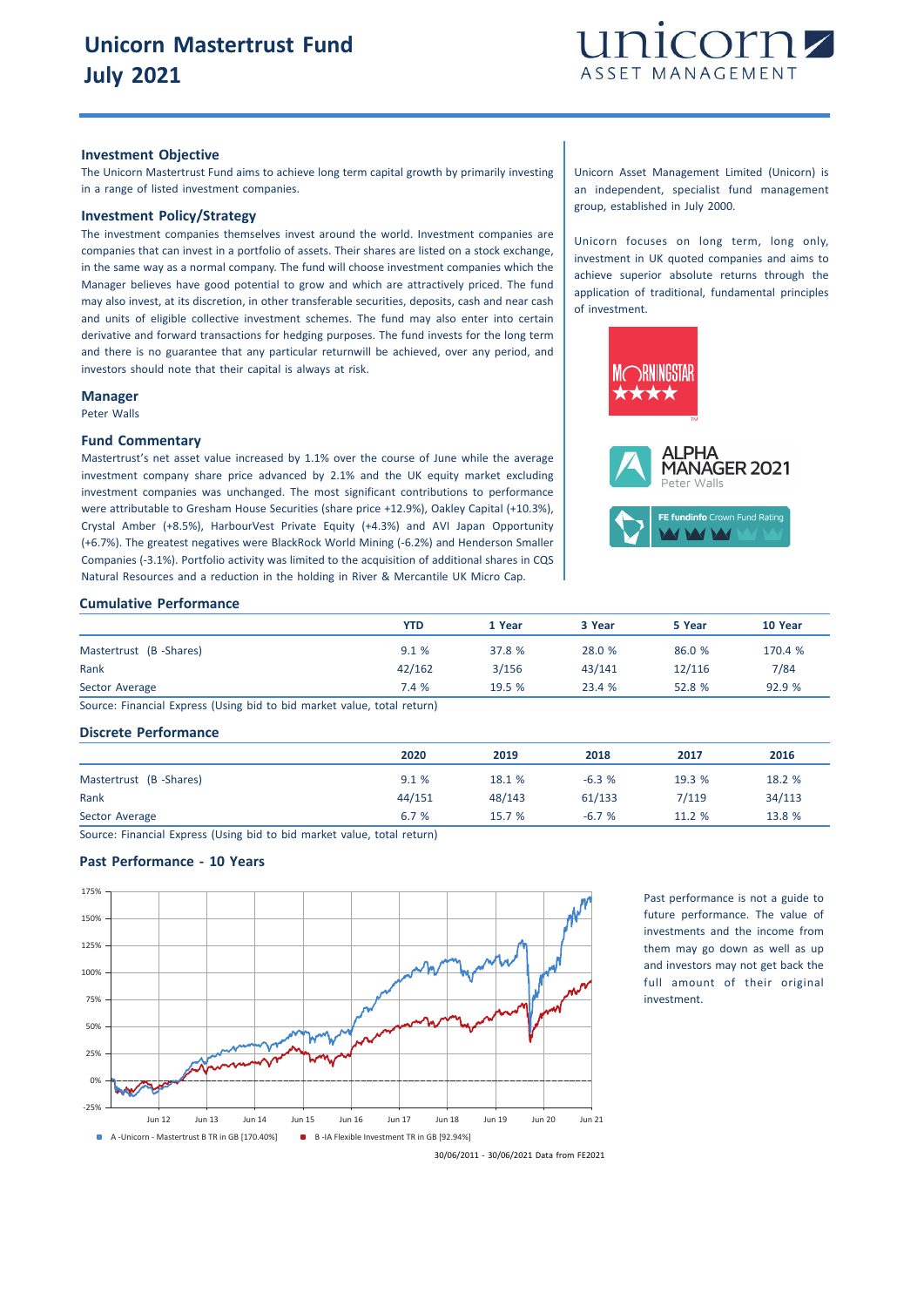# Unicorn Mastertrust Fund
# July 2021

### Investment Objective

The Unicorn Mastertrust Fund aims to achieve long term capital growth by primarily investing in a range of listed investment companies.

### Investment Policy/Strategy

The investment companies themselves invest around the world. Investment companies are companies that can invest in a portfolio of assets. Their shares are listed on a stock exchange, in the same way as a normal company. The fund will choose investment companies which the Manager believes have good potential to grow and which are attractively priced. The fund may also invest, at its discretion, in other transferable securities, deposits, cash and near cash and units of eligible collective investment schemes. The fund may also enter into certain derivative and forward transactions for hedging purposes. The fund invests for the long term and there is no guarantee that any particular returnwill be achieved, over any period, and investors should note that their capital is always at risk.

### Manager

Peter Walls

### Fund Commentary

Mastertrust's net asset value increased by 1.1% over the course of June while the average investment company share price advanced by 2.1% and the UK equity market excluding investment companies was unchanged. The most significant contributions to performance were attributable to Gresham House Securities (share price +12.9%), Oakley Capital (+10.3%), Crystal Amber (+8.5%), HarbourVest Private Equity (+4.3%) and AVI Japan Opportunity (+6.7%). The greatest negatives were BlackRock World Mining (-6.2%) and Henderson Smaller Companies (-3.1%). Portfolio activity was limited to the acquisition of additional shares in CQS Natural Resources and a reduction in the holding in River & Mercantile UK Micro Cap.

Unicorn Asset Management Limited (Unicorn) is an independent, specialist fund management group, established in July 2000.

Unicorn focuses on long term, long only, investment in UK quoted companies and aims to achieve superior absolute returns through the application of traditional, fundamental principles of investment.

### Cumulative Performance

| | YTD | 1 Year | 3 Year | 5 Year | 10 Year |
|---|---|---|---|---|---|
| Mastertrust (B -Shares) | 9.1 % | 37.8 % | 28.0 % | 86.0 % | 170.4 % |
| Rank | 42/162 | 3/156 | 43/141 | 12/116 | 7/84 |
| Sector Average | 7.4 % | 19.5 % | 23.4 % | 52.8 % | 92.9 % |

Source: Financial Express (Using bid to bid market value, total return)

### Discrete Performance

| | 2020 | 2019 | 2018 | 2017 | 2016 |
|---|---|---|---|---|---|
| Mastertrust (B -Shares) | 9.1 % | 18.1 % | -6.3 % | 19.3 % | 18.2 % |
| Rank | 44/151 | 48/143 | 61/133 | 7/119 | 34/113 |
| Sector Average | 6.7 % | 15.7 % | -6.7 % | 11.2 % | 13.8 % |

Source: Financial Express (Using bid to bid market value, total return)

### Past Performance - 10 Years

A -Unicorn - Mastertrust B TR in GB [170.40%]  
B -IA Flexible Investment TR in GB [92.94%]

30/06/2011 - 30/06/2021 Data from FE2021

Past performance is not a guide to future performance. The value of investments and the income from them may go down as well as up and investors may not get back the full amount of their original investment.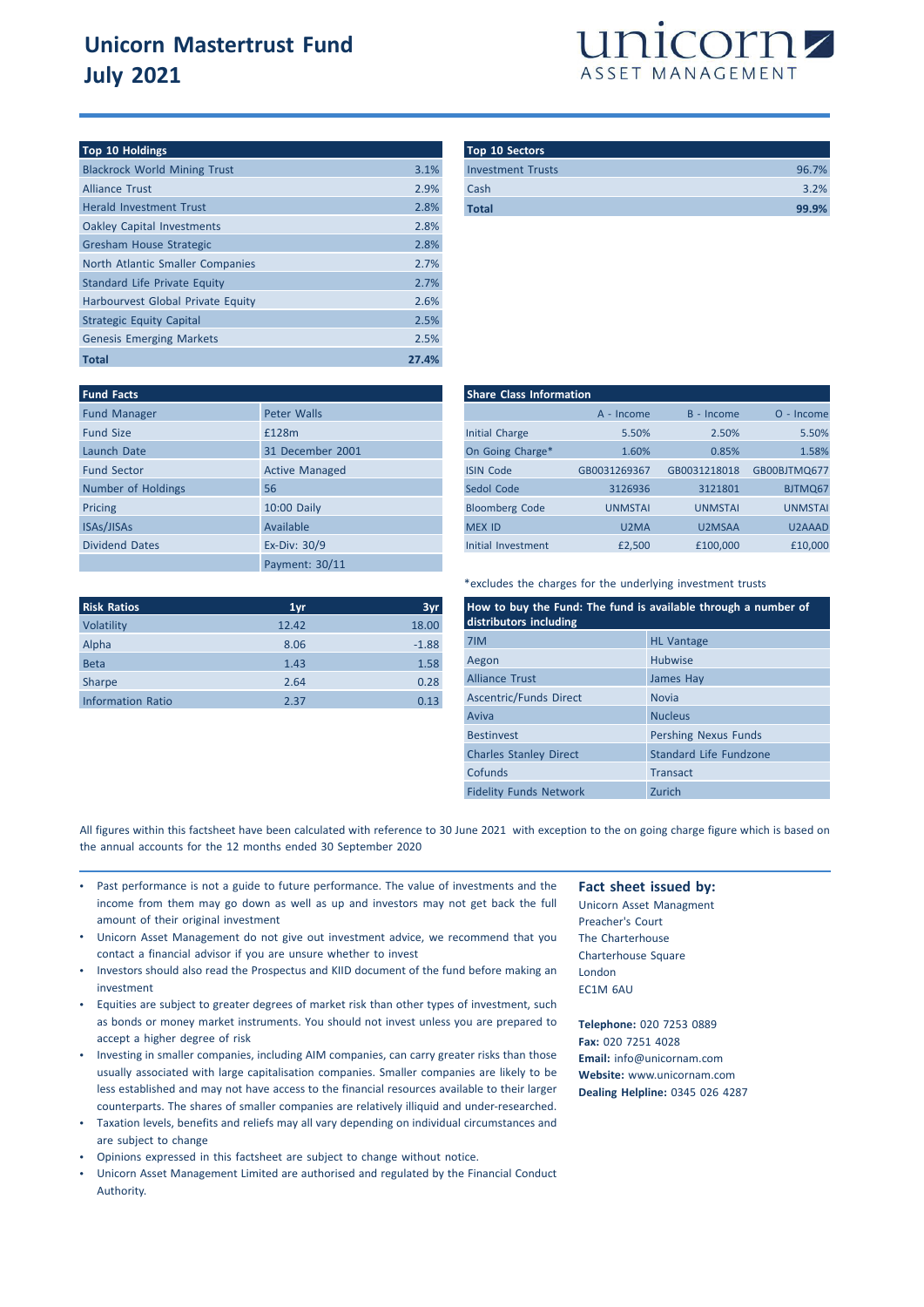# Unicorn Mastertrust Fund
## July 2021

unicorn ASSET MANAGEMENT

| Top 10 Holdings | |
|---|---|
| Blackrock World Mining Trust | 3.1% |
| Alliance Trust | 2.9% |
| Herald Investment Trust | 2.8% |
| Oakley Capital Investments | 2.8% |
| Gresham House Strategic | 2.8% |
| North Atlantic Smaller Companies | 2.7% |
| Standard Life Private Equity | 2.7% |
| Harbourvest Global Private Equity | 2.6% |
| Strategic Equity Capital | 2.5% |
| Genesis Emerging Markets | 2.5% |
| **Total** | **27.4%** |

| Top 10 Sectors | |
|---|---|
| Investment Trusts | 96.7% |
| Cash | 3.2% |
| **Total** | **99.9%** |

| Fund Facts | |
|---|---|
| Fund Manager | Peter Walls |
| Fund Size | £128m |
| Launch Date | 31 December 2001 |
| Fund Sector | Active Managed |
| Number of Holdings | 56 |
| Pricing | 10:00 Daily |
| ISAs/JISAs | Available |
| Dividend Dates | Ex-Div: 30/9 |
| | Payment: 30/11 |

| Share Class Information | A - Income | B - Income | O - Income |
|---|---|---|---|
| Initial Charge | 5.50% | 2.50% | 5.50% |
| On Going Charge* | 1.60% | 0.85% | 1.58% |
| ISIN Code | GB0031269367 | GB0031218018 | GB00BJTMQ677 |
| Sedol Code | 3126936 | 3121801 | BJTMQ67 |
| Bloomberg Code | UNMSTAI | UNMSTAI | UNMSTAI |
| MEX ID | U2MA | U2MSAA | U2AAAD |
| Initial Investment | £2,500 | £100,000 | £10,000 |

*excludes the charges for the underlying investment trusts

| Risk Ratios | 1yr | 3yr |
|---|---|---|
| Volatility | 12.42 | 18.00 |
| Alpha | 8.06 | -1.88 |
| Beta | 1.43 | 1.58 |
| Sharpe | 2.64 | 0.28 |
| Information Ratio | 2.37 | 0.13 |

| How to buy the Fund: The fund is available through a number of distributors including | |
|---|---|
| 7IM | HL Vantage |
| Aegon | Hubwise |
| Alliance Trust | James Hay |
| Ascentric/Funds Direct | Novia |
| Aviva | Nucleus |
| Bestinvest | Pershing Nexus Funds |
| Charles Stanley Direct | Standard Life Fundzone |
| Cofunds | Transact |
| Fidelity Funds Network | Zurich |

All figures within this factsheet have been calculated with reference to 30 June 2021 with exception to the on going charge figure which is based on the annual accounts for the 12 months ended 30 September 2020

- Past performance is not a guide to future performance. The value of investments and the income from them may go down as well as up and investors may not get back the full amount of their original investment
- Unicorn Asset Management do not give out investment advice, we recommend that you contact a financial advisor if you are unsure whether to invest
- Investors should also read the Prospectus and KIID document of the fund before making an investment
- Equities are subject to greater degrees of market risk than other types of investment, such as bonds or money market instruments. You should not invest unless you are prepared to accept a higher degree of risk
- Investing in smaller companies, including AIM companies, can carry greater risks than those usually associated with large capitalisation companies. Smaller companies are likely to be less established and may not have access to the financial resources available to their larger counterparts. The shares of smaller companies are relatively illiquid and under-researched.
- Taxation levels, benefits and reliefs may all vary depending on individual circumstances and are subject to change
- Opinions expressed in this factsheet are subject to change without notice.
- Unicorn Asset Management Limited are authorised and regulated by the Financial Conduct Authority.

**Fact sheet issued by:**

Unicorn Asset Managment
Preacher's Court
The Charterhouse
Charterhouse Square
London
EC1M 6AU

**Telephone:** 020 7253 0889
**Fax:** 020 7251 4028
**Email:** info@unicornam.com
**Website:** www.unicornam.com
**Dealing Helpline:** 0345 026 4287